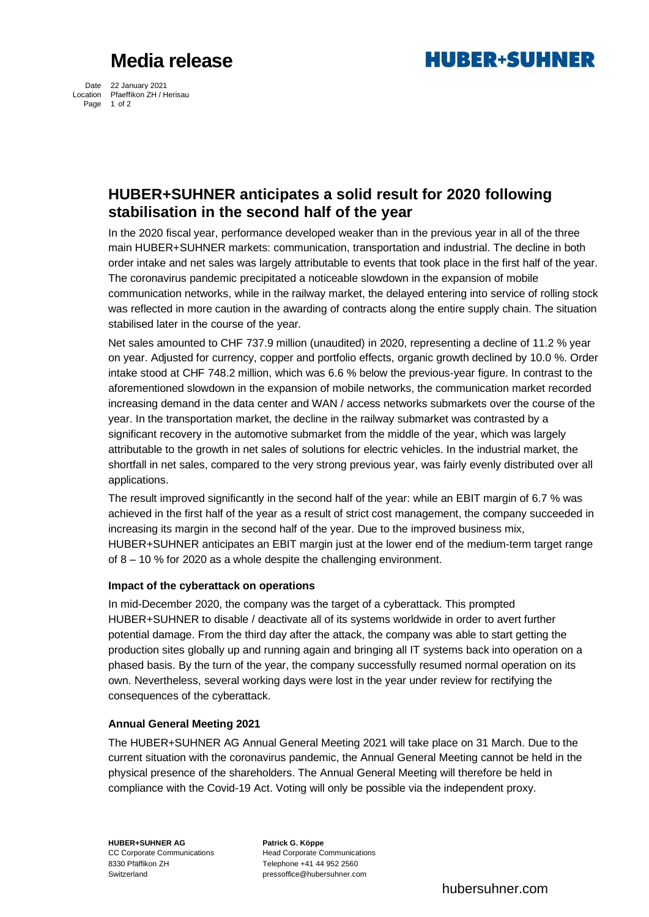# Media release

**HUBER+SUHNER**

Date 22 January 2021
Location Pfaeffikon ZH / Herisau

## HUBER+SUHNER anticipates a solid result for 2020 following stabilisation in the second half of the year

In the 2020 fiscal year, performance developed weaker than in the previous year in all of the three main HUBER+SUHNER markets: communication, transportation and industrial. The decline in both order intake and net sales was largely attributable to events that took place in the first half of the year. The coronavirus pandemic precipitated a noticeable slowdown in the expansion of mobile communication networks, while in the railway market, the delayed entering into service of rolling stock was reflected in more caution in the awarding of contracts along the entire supply chain. The situation stabilised later in the course of the year.

Net sales amounted to CHF 737.9 million (unaudited) in 2020, representing a decline of 11.2 % year on year. Adjusted for currency, copper and portfolio effects, organic growth declined by 10.0 %. Order intake stood at CHF 748.2 million, which was 6.6 % below the previous-year figure. In contrast to the aforementioned slowdown in the expansion of mobile networks, the communication market recorded increasing demand in the data center and WAN / access networks submarkets over the course of the year. In the transportation market, the decline in the railway submarket was contrasted by a significant recovery in the automotive submarket from the middle of the year, which was largely attributable to the growth in net sales of solutions for electric vehicles. In the industrial market, the shortfall in net sales, compared to the very strong previous year, was fairly evenly distributed over all applications.

The result improved significantly in the second half of the year: while an EBIT margin of 6.7 % was achieved in the first half of the year as a result of strict cost management, the company succeeded in increasing its margin in the second half of the year. Due to the improved business mix, HUBER+SUHNER anticipates an EBIT margin just at the lower end of the medium-term target range of 8 – 10 % for 2020 as a whole despite the challenging environment.

### Impact of the cyberattack on operations

In mid-December 2020, the company was the target of a cyberattack. This prompted HUBER+SUHNER to disable / deactivate all of its systems worldwide in order to avert further potential damage. From the third day after the attack, the company was able to start getting the production sites globally up and running again and bringing all IT systems back into operation on a phased basis. By the turn of the year, the company successfully resumed normal operation on its own. Nevertheless, several working days were lost in the year under review for rectifying the consequences of the cyberattack.

### Annual General Meeting 2021

The HUBER+SUHNER AG Annual General Meeting 2021 will take place on 31 March. Due to the current situation with the coronavirus pandemic, the Annual General Meeting cannot be held in the physical presence of the shareholders. The Annual General Meeting will therefore be held in compliance with the Covid-19 Act. Voting will only be possible via the independent proxy.

**HUBER+SUHNER AG**
CC Corporate Communications
8330 Pfäffikon ZH
Switzerland

**Patrick G. Köppe**
Head Corporate Communications
Telephone +41 44 952 2560
pressoffice@hubersuhner.com

hubersuhner.com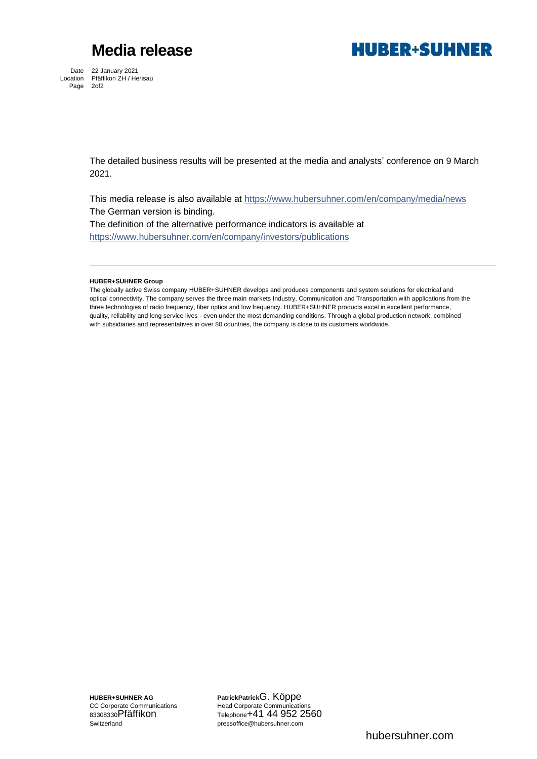The detailed business results will be presented at the media and analysts' conference on 9 March 2021.

This media release is also available at https://www.hubersuhner.com/en/company/media/news
The German version is binding.
The definition of the alternative performance indicators is available at
https://www.hubersuhner.com/en/company/investors/publications

---

**HUBER+SUHNER Group**

The globally active Swiss company HUBER+SUHNER develops and produces components and system solutions for electrical and optical connectivity. The company serves the three main markets Industry, Communication and Transportation with applications from the three technologies of radio frequency, fiber optics and low frequency. HUBER+SUHNER products excel in excellent performance, quality, reliability and long service lives - even under the most demanding conditions. Through a global production network, combined with subsidiaries and representatives in over 80 countries, the company is close to its customers worldwide.

**HUBER+SUHNER AG**
CC Corporate Communications
83308330Pfäffikon
Switzerland

**PatrickPatrick**G. Köppe
Head Corporate Communications
Telephone+41 44 952 2560
pressoffice@hubersuhner.com

hubersuhner.com